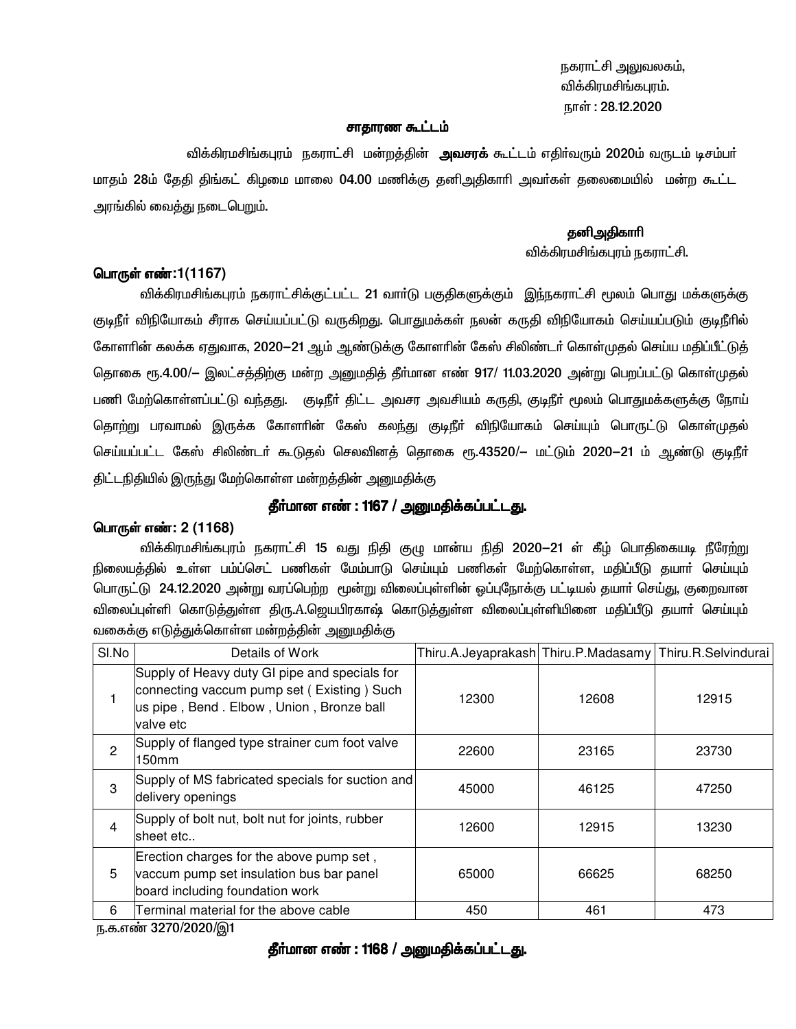நகராட்சி அலுவலகம்,
விக்கிரமசிங்கபுரம்.
நாள் : 28.12.2020

**சாதாரண கூட்டம்**

விக்கிரமசிங்கபுரம் நகராட்சி மன்றத்தின் **அவசரக்** கூட்டம் எதிர்வரும் 2020ம் வருடம் டிசம்பர் மாதம் 28ம் தேதி திங்கட் கிழமை மாலை 04.00 மணிக்கு தனிஅதிகாரி அவர்கள் தலைமையில் மன்ற கூட்ட அரங்கில் வைத்து நடைபெறும்.

**தனிஅதிகாரி**
விக்கிரமசிங்கபுரம் நகராட்சி.

**பொருள் எண்:1(1167)**

விக்கிரமசிங்கபுரம் நகராட்சிக்குட்பட்ட 21 வார்டு பகுதிகளுக்கும் இந்நகராட்சி மூலம் பொது மக்களுக்கு குடிநீர் விநியோகம் சீராக செய்யப்பட்டு வருகிறது. பொதுமக்கள் நலன் கருதி விநியோகம் செய்யப்படும் குடிநீரில் கோளரின் கலக்க ஏதுவாக, 2020–21 ஆம் ஆண்டுக்கு கோளரின் கேஸ் சிலிண்டர் கொள்முதல் செய்ய மதிப்பீட்டுத் தொகை ரூ.4.00/– இலட்சத்திற்கு மன்ற அனுமதித் தீர்மான எண் 917/ 11.03.2020 அன்று பெறப்பட்டு கொள்முதல் பணி மேற்கொள்ளப்பட்டு வந்தது. குடிநீர் திட்ட அவசர அவசியம் கருதி, குடிநீர் மூலம் பொதுமக்களுக்கு நோய் தொற்று பரவாமல் இருக்க கோளரின் கேஸ் கலந்து குடிநீர் விநியோகம் செய்யும் பொருட்டு கொள்முதல் செய்யப்பட்ட கேஸ் சிலிண்டர் கூடுதல் செலவினத் தொகை ரூ.43520/– மட்டும் 2020–21 ம் ஆண்டு குடிநீர் திட்டநிதியில் இருந்து மேற்கொள்ள மன்றத்தின் அனுமதிக்கு

**தீர்மான எண் : 1167 / அனுமதிக்கப்பட்டது.**

**பொருள் எண்: 2 (1168)**

விக்கிரமசிங்கபுரம் நகராட்சி 15 வது நிதி குழு மான்ய நிதி 2020–21 ன் கீழ் பொதிகையடி நீரேற்று நிலையத்தில் உள்ள பம்ப்செட் பணிகள் மேம்பாடு செய்யும் பணிகள் மேற்கொள்ள, மதிப்பீடு தயார் செய்யும் பொருட்டு 24.12.2020 அன்று வரப்பெற்ற மூன்று விலைப்புள்ளின் ஒப்புநோக்கு பட்டியல் தயார் செய்து, குறைவான விலைப்புள்ளி கொடுத்துள்ள திரு.A.ஜெயபிரகாஷ் கொடுத்துள்ள விலைப்புள்ளியினை மதிப்பீடு தயார் செய்யும் வகைக்கு எடுத்துக்கொள்ள மன்றத்தின் அனுமதிக்கு

| Sl.No | Details of Work | Thiru.A.Jeyaprakash | Thiru.P.Madasamy | Thiru.R.Selvindurai |
|---|---|---|---|---|
| 1 | Supply of Heavy duty GI pipe and specials for connecting vaccum pump set ( Existing ) Such us pipe , Bend . Elbow , Union , Bronze ball valve etc | 12300 | 12608 | 12915 |
| 2 | Supply of flanged type strainer cum foot valve 150mm | 22600 | 23165 | 23730 |
| 3 | Supply of MS fabricated specials for suction and delivery openings | 45000 | 46125 | 47250 |
| 4 | Supply of bolt nut, bolt nut for joints, rubber sheet etc.. | 12600 | 12915 | 13230 |
| 5 | Erection charges for the above pump set , vaccum pump set insulation bus bar panel board including foundation work | 65000 | 66625 | 68250 |
| 6 | Terminal material for the above cable | 450 | 461 | 473 |

ந.க.எண் 3270/2020/இ1

**தீர்மான எண் : 1168 / அனுமதிக்கப்பட்டது.**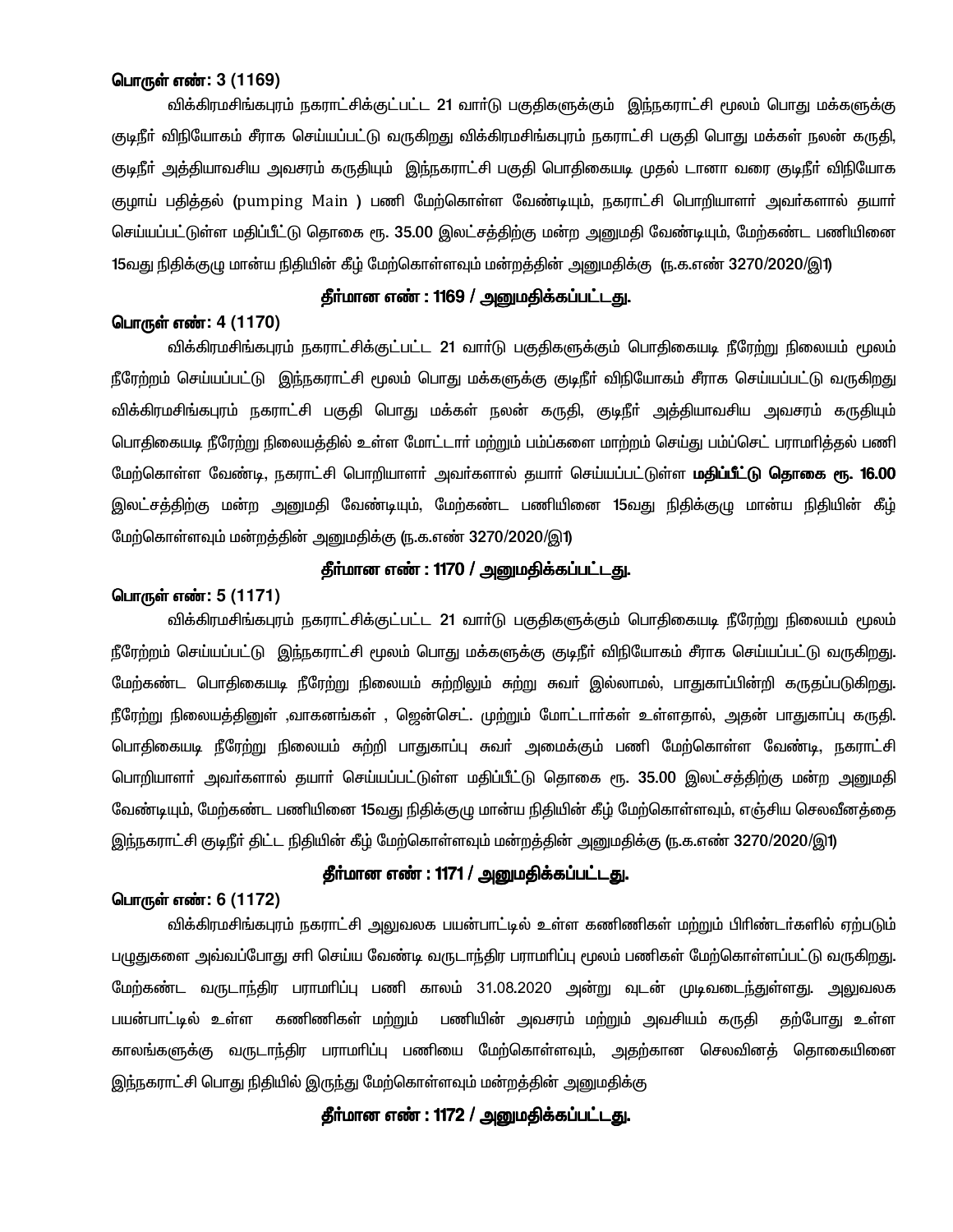**பொருள் எண்: 3 (1169)**

விக்கிரமசிங்கபுரம் நகராட்சிக்குட்பட்ட 21 வார்டு பகுதிகளுக்கும் இந்நகராட்சி மூலம் பொது மக்களுக்கு குடிநீர் விநியோகம் சீராக செய்யப்பட்டு வருகிறது விக்கிரமசிங்கபுரம் நகராட்சி பகுதி பொது மக்கள் நலன் கருதி, குடிநீர் அத்தியாவசிய அவசரம் கருதியும் இந்நகராட்சி பகுதி பொதிகையடி முதல் டானா வரை குடிநீர் விநியோக குழாய் பதித்தல் (pumping Main ) பணி மேற்கொள்ள வேண்டியும், நகராட்சி பொறியாளர் அவர்களால் தயார் செய்யப்பட்டுள்ள மதிப்பீட்டு தொகை ரூ. 35.00 இலட்சத்திற்கு மன்ற அனுமதி வேண்டியும், மேற்கண்ட பணியினை 15வது நிதிக்குழு மான்ய நிதியின் கீழ் மேற்கொள்ளவும் மன்றத்தின் அனுமதிக்கு (ந.க.எண் 3270/2020/இ1)

**தீர்மான எண் : 1169 / அனுமதிக்கப்பட்டது.**

**பொருள் எண்: 4 (1170)**

விக்கிரமசிங்கபுரம் நகராட்சிக்குட்பட்ட 21 வார்டு பகுதிகளுக்கும் பொதிகையடி நீரேற்று நிலையம் மூலம் நீரேற்றம் செய்யப்பட்டு இந்நகராட்சி மூலம் பொது மக்களுக்கு குடிநீர் விநியோகம் சீராக செய்யப்பட்டு வருகிறது விக்கிரமசிங்கபுரம் நகராட்சி பகுதி பொது மக்கள் நலன் கருதி, குடிநீர் அத்தியாவசிய அவசரம் கருதியும் பொதிகையடி நீரேற்று நிலையத்தில் உள்ள மோட்டார் மற்றும் பம்ப்களை மாற்றம் செய்து பம்ப்செட் பராமரித்தல் பணி மேற்கொள்ள வேண்டி, நகராட்சி பொறியாளர் அவர்களால் தயார் செய்யப்பட்டுள்ள **மதிப்பீட்டு தொகை ரூ. 16.00** இலட்சத்திற்கு மன்ற அனுமதி வேண்டியும், மேற்கண்ட பணியினை 15வது நிதிக்குழு மான்ய நிதியின் கீழ் மேற்கொள்ளவும் மன்றத்தின் அனுமதிக்கு (ந.க.எண் 3270/2020/இ1)

**தீர்மான எண் : 1170 / அனுமதிக்கப்பட்டது.**

**பொருள் எண்: 5 (1171)**

விக்கிரமசிங்கபுரம் நகராட்சிக்குட்பட்ட 21 வார்டு பகுதிகளுக்கும் பொதிகையடி நீரேற்று நிலையம் மூலம் நீரேற்றம் செய்யப்பட்டு இந்நகராட்சி மூலம் பொது மக்களுக்கு குடிநீர் விநியோகம் சீராக செய்யப்பட்டு வருகிறது. மேற்கண்ட பொதிகையடி நீரேற்று நிலையம் சுற்றிலும் சுற்று சுவர் இல்லாமல், பாதுகாப்பின்றி கருதப்படுகிறது. நீரேற்று நிலையத்தினுள் ,வாகனங்கள் , ஜென்செட். முற்றும் மோட்டார்கள் உள்ளதால், அதன் பாதுகாப்பு கருதி. பொதிகையடி நீரேற்று நிலையம் சுற்றி பாதுகாப்பு சுவர் அமைக்கும் பணி மேற்கொள்ள வேண்டி, நகராட்சி பொறியாளர் அவர்களால் தயார் செய்யப்பட்டுள்ள மதிப்பீட்டு தொகை ரூ. 35.00 இலட்சத்திற்கு மன்ற அனுமதி வேண்டியும், மேற்கண்ட பணியினை 15வது நிதிக்குழு மான்ய நிதியின் கீழ் மேற்கொள்ளவும், எஞ்சிய செலவீனத்தை இந்நகராட்சி குடிநீர் திட்ட நிதியின் கீழ் மேற்கொள்ளவும் மன்றத்தின் அனுமதிக்கு (ந.க.எண் 3270/2020/இ1)

**தீர்மான எண் : 1171 / அனுமதிக்கப்பட்டது.**

**பொருள் எண்: 6 (1172)**

விக்கிரமசிங்கபுரம் நகராட்சி அலுவலக பயன்பாட்டில் உள்ள கணிணிகள் மற்றும் பிரிண்டர்களில் ஏற்படும் பழுதுகளை அவ்வப்போது சரி செய்ய வேண்டி வருடாந்திர பராமரிப்பு மூலம் பணிகள் மேற்கொள்ளப்பட்டு வருகிறது. மேற்கண்ட வருடாந்திர பராமரிப்பு பணி காலம் 31.08.2020 அன்று வுடன் முடிவடைந்துள்ளது. அலுவலக பயன்பாட்டில் உள்ள கணிணிகள் மற்றும் பணியின் அவசரம் மற்றும் அவசியம் கருதி தற்போது உள்ள காலங்களுக்கு வருடாந்திர பராமரிப்பு பணியை மேற்கொள்ளவும், அதற்கான செலவினத் தொகையினை இந்நகராட்சி பொது நிதியில் இருந்து மேற்கொள்ளவும் மன்றத்தின் அனுமதிக்கு

**தீர்மான எண் : 1172 / அனுமதிக்கப்பட்டது.**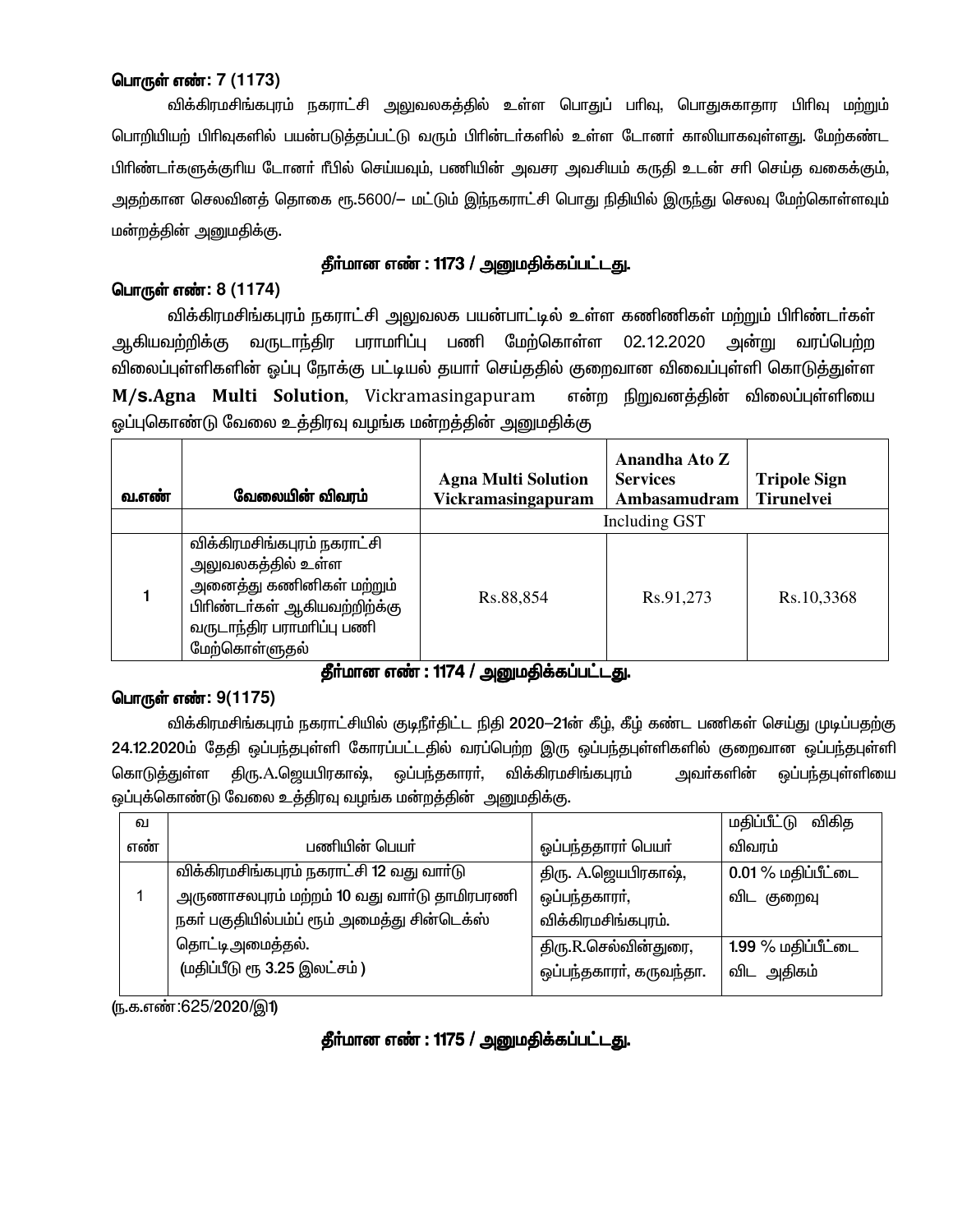**பொருள் எண்: 7 (1173)**

விக்கிரமசிங்கபுரம் நகராட்சி அலுவலகத்தில் உள்ள பொதுப் பரிவு, பொதுசுகாதார பிரிவு மற்றும் பொறியியற் பிரிவுகளில் பயன்படுத்தப்பட்டு வரும் பிரின்டர்களில் உள்ள டோனர் காலியாகவுள்ளது. மேற்கண்ட பிரிண்டர்களுக்குரிய டோனர் ரீபில் செய்யவும், பணியின் அவசர அவசியம் கருதி உடன் சரி செய்த வகைக்கும், அதற்கான செலவினத் தொகை ரூ.5600/– மட்டும் இந்நகராட்சி பொது நிதியில் இருந்து செலவு மேற்கொள்ளவும் மன்றத்தின் அனுமதிக்கு.

**தீர்மான எண் : 1173 / அனுமதிக்கப்பட்டது.**

**பொருள் எண்: 8 (1174)**

விக்கிரமசிங்கபுரம் நகராட்சி அலுவலக பயன்பாட்டில் உள்ள கணிணிகள் மற்றும் பிரிண்டர்கள் ஆகியவற்றிக்கு வருடாந்திர பராமரிப்பு பணி மேற்கொள்ள 02.12.2020 அன்று வரப்பெற்ற விலைப்புள்ளிகளின் ஒப்பு நோக்கு பட்டியல் தயார் செய்ததில் குறைவான விலைப்புள்ளி கொடுத்துள்ள **M/s.Agna Multi Solution**, Vickramasingapuram என்ற நிறுவனத்தின் விலைப்புள்ளியை ஒப்புகொண்டு வேலை உத்திரவு வழங்க மன்றத்தின் அனுமதிக்கு

| வ.எண் | வேலையின் விவரம் | Agna Multi Solution Vickramasingapuram | Anandha Ato Z Services Ambasamudram | Tripole Sign Tirunelvei |
|---|---|---|---|---|
| | | Including GST | | |
| 1 | விக்கிரமசிங்கபுரம் நகராட்சி அலுவலகத்தில் உள்ள அனைத்து கணினிகள் மற்றும் பிரிண்டர்கள் ஆகியவற்றிற்க்கு வருடாந்திர பராமரிப்பு பணி மேற்கொள்ளுதல் | Rs.88,854 | Rs.91,273 | Rs.10,3368 |

**தீர்மான எண் : 1174 / அனுமதிக்கப்பட்டது.**

**பொருள் எண்: 9(1175)**

விக்கிரமசிங்கபுரம் நகராட்சியில் குடிநீர்திட்ட நிதி 2020–21ன் கீழ், கீழ் கண்ட பணிகள் செய்து முடிப்பதற்கு 24.12.2020ம் தேதி ஒப்பந்தபுள்ளி கோரப்பட்டதில் வரப்பெற்ற இரு ஒப்பந்தபுள்ளிகளில் குறைவான ஒப்பந்தபுள்ளி கொடுத்துள்ள திரு.A.ஜெயபிரகாஷ், ஒப்பந்தகாரர், விக்கிரமசிங்கபுரம் அவர்களின் ஒப்பந்தபுள்ளியை ஒப்புக்கொண்டு வேலை உத்திரவு வழங்க மன்றத்தின் அனுமதிக்கு.

| வ எண் | பணியின் பெயர் | ஒப்பந்ததாரர் பெயர் | மதிப்பீட்டு விகித விவரம் |
|---|---|---|---|
| 1 | விக்கிரமசிங்கபுரம் நகராட்சி 12 வது வார்டு அருணாசலபுரம் மற்றும் 10 வது வார்டு தாமிரபரணி நகர் பகுதியில்பம்ப் ரூம் அமைத்து சின்டெக்ஸ் தொட்டிஅமைத்தல். (மதிப்பீடு ரூ 3.25 இலட்சம் ) | திரு. A.ஜெயபிரகாஷ், ஒப்பந்தகாரர், விக்கிரமசிங்கபுரம். | 0.01 % மதிப்பீட்டை விட குறைவு |
| | | திரு.R.செல்வின்துரை, ஒப்பந்தகாரர், கருவந்தா. | 1.99 % மதிப்பீட்டை விட அதிகம் |

(ந.க.எண்:625/2020/இ1)

**தீர்மான எண் : 1175 / அனுமதிக்கப்பட்டது.**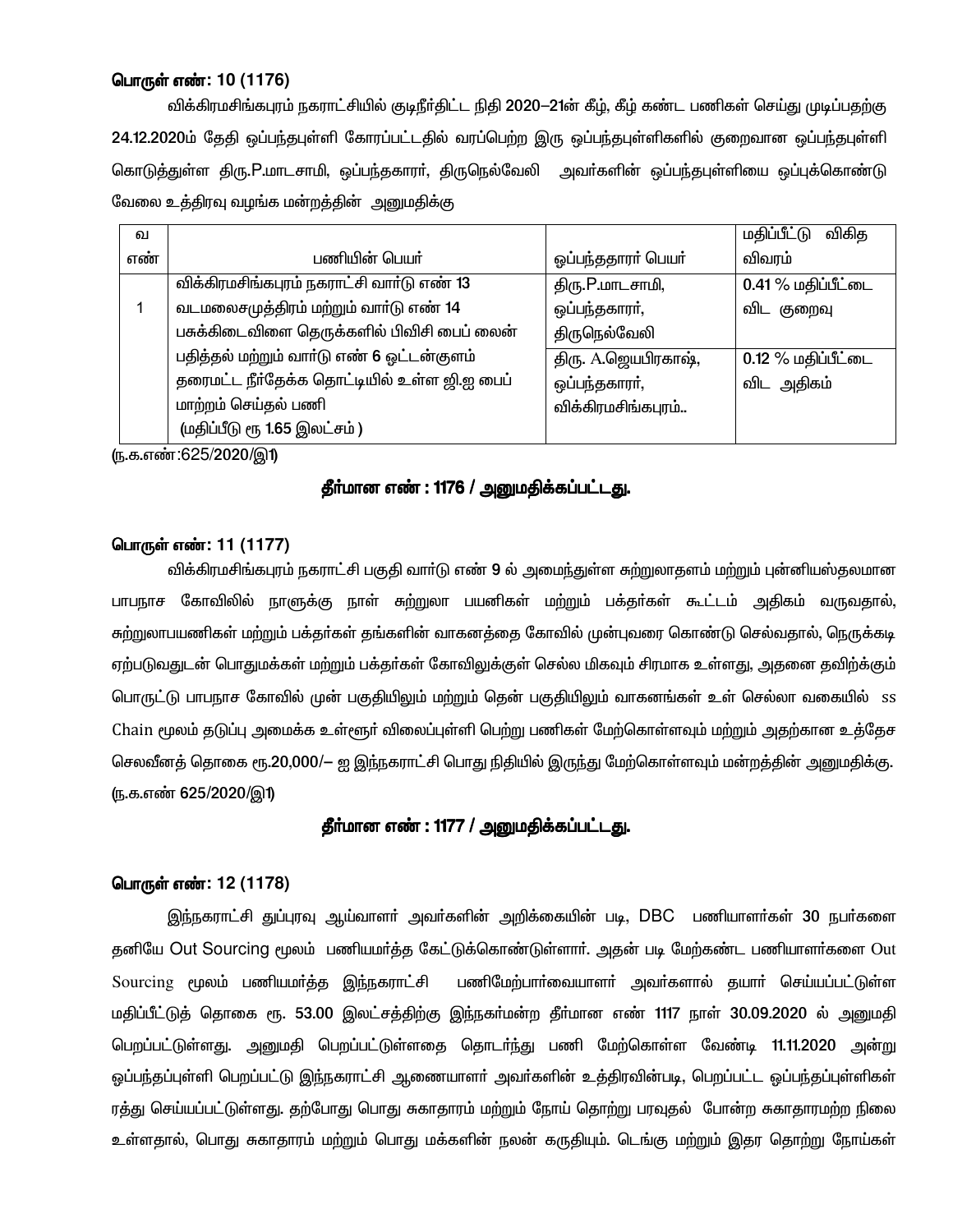**பொருள் எண்: 10 (1176)**

விக்கிரமசிங்கபுரம் நகராட்சியில் குடிநீர்திட்ட நிதி 2020–21ன் கீழ், கீழ் கண்ட பணிகள் செய்து முடிப்பதற்கு 24.12.2020ம் தேதி ஒப்பந்தபுள்ளி கோரப்பட்டதில் வரப்பெற்ற இரு ஒப்பந்தபுள்ளிகளில் குறைவான ஒப்பந்தபுள்ளி கொடுத்துள்ள திரு.P.மாடசாமி, ஒப்பந்தகாரர், திருநெல்வேலி அவர்களின் ஒப்பந்தபுள்ளியை ஒப்புக்கொண்டு வேலை உத்திரவு வழங்க மன்றத்தின் அனுமதிக்கு

| வ எண் | பணியின் பெயர் | ஒப்பந்ததாரர் பெயர் | மதிப்பீட்டு விகித விவரம் |
|---|---|---|---|
| 1 | விக்கிரமசிங்கபுரம் நகராட்சி வார்டு எண் 13 வடமலைசமுத்திரம் மற்றும் வார்டு எண் 14 பசுக்கிடைவிளை தெருக்களில் பிவிசி பைப் லைன் பதித்தல் மற்றும் வார்டு எண் 6 ஒட்டன்குளம் தரைமட்ட நீர்தேக்க தொட்டியில் உள்ள ஜி.ஐ பைப் மாற்றம் செய்தல் பணி (மதிப்பீடு ரூ 1.65 இலட்சம் ) | திரு.P.மாடசாமி, ஒப்பந்தகாரர், திருநெல்வேலி | 0.41 % மதிப்பீட்டை விட குறைவு |
| | | திரு. A.ஜெயபிரகாஷ், ஒப்பந்தகாரர், விக்கிரமசிங்கபுரம்.. | 0.12 % மதிப்பீட்டை விட அதிகம் |

(ந.க.எண்:625/2020/இ1)

**தீர்மான எண் : 1176 / அனுமதிக்கப்பட்டது.**

**பொருள் எண்: 11 (1177)**

விக்கிரமசிங்கபுரம் நகராட்சி பகுதி வார்டு எண் 9 ல் அமைந்துள்ள சுற்றுலாதளம் மற்றும் புன்னியஸ்தலமான பாபநாச கோவிலில் நாளுக்கு நாள் சுற்றுலா பயனிகள் மற்றும் பக்தர்கள் கூட்டம் அதிகம் வருவதால், சுற்றுலாபயணிகள் மற்றும் பக்தர்கள் தங்களின் வாகனத்தை கோவில் முன்புவரை கொண்டு செல்வதால், நெருக்கடி ஏற்படுவதுடன் பொதுமக்கள் மற்றும் பக்தர்கள் கோவிலுக்குள் செல்ல மிகவும் சிரமாக உள்ளது, அதனை தவிற்க்கும் பொருட்டு பாபநாச கோவில் முன் பகுதியிலும் மற்றும் தென் பகுதியிலும் வாகனங்கள் உள் செல்லா வகையில் ss Chain மூலம் தடுப்பு அமைக்க உள்ளூர் விலைப்புள்ளி பெற்று பணிகள் மேற்கொள்ளவும் மற்றும் அதற்கான உத்தேச செலவீனத் தொகை ரூ.20,000/– ஐ இந்நகராட்சி பொது நிதியில் இருந்து மேற்கொள்ளவும் மன்றத்தின் அனுமதிக்கு. (ந.க.எண் 625/2020/இ1)

**தீர்மான எண் : 1177 / அனுமதிக்கப்பட்டது.**

**பொருள் எண்: 12 (1178)**

இந்நகராட்சி துப்புரவு ஆய்வாளர் அவர்களின் அறிக்கையின் படி, DBC பணியாளர்கள் 30 நபர்களை தனியே Out Sourcing மூலம் பணியமர்த்த கேட்டுக்கொண்டுள்ளார். அதன் படி மேற்கண்ட பணியாளர்களை Out Sourcing மூலம் பணியமர்த்த இந்நகராட்சி பணிமேற்பார்வையாளர் அவர்களால் தயார் செய்யப்பட்டுள்ள மதிப்பீட்டுத் தொகை ரூ. 53.00 இலட்சத்திற்கு இந்நகர்மன்ற தீர்மான எண் 1117 நாள் 30.09.2020 ல் அனுமதி பெறப்பட்டுள்ளது. அனுமதி பெறப்பட்டுள்ளதை தொடர்ந்து பணி மேற்கொள்ள வேண்டி 11.11.2020 அன்று ஒப்பந்தப்புள்ளி பெறப்பட்டு இந்நகராட்சி ஆணையாளர் அவர்களின் உத்திரவின்படி, பெறப்பட்ட ஒப்பந்தப்புள்ளிகள் ரத்து செய்யப்பட்டுள்ளது. தற்போது பொது சுகாதாரம் மற்றும் நோய் தொற்று பரவுதல் போன்ற சுகாதாரமற்ற நிலை உள்ளதால், பொது சுகாதாரம் மற்றும் பொது மக்களின் நலன் கருதியும். டெங்கு மற்றும் இதர தொற்று நோய்கள்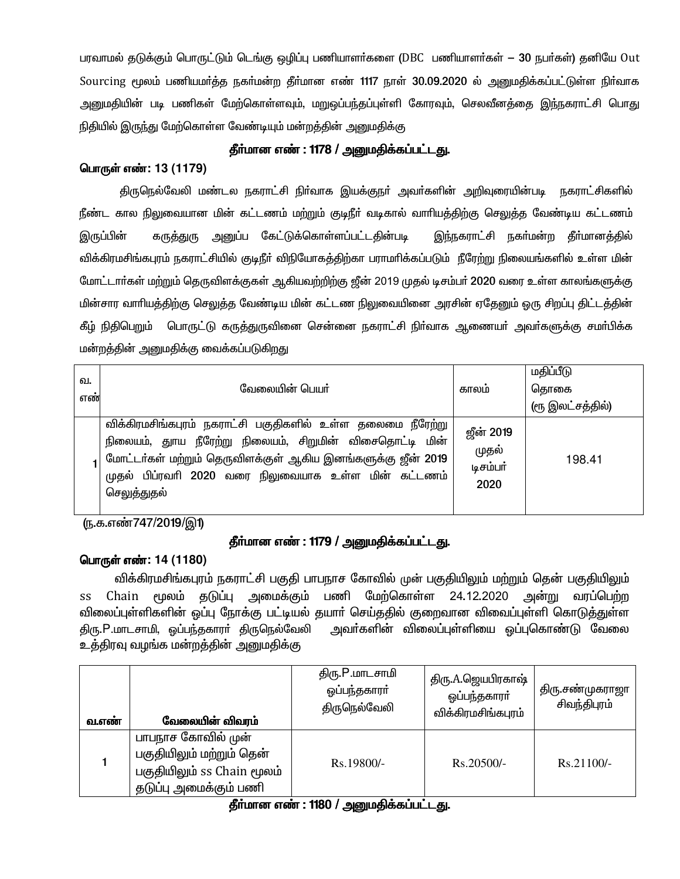பரவாமல் தடுக்கும் பொருட்டும் டெங்கு ஒழிப்பு பணியாளர்களை (DBC பணியாளர்கள் – 30 நபர்கள்) தனியே Out Sourcing மூலம் பணியமர்த்த நகர்மன்ற தீர்மான எண் 1117 நாள் 30.09.2020 ல் அனுமதிக்கப்பட்டுள்ள நிர்வாக அனுமதியின் படி பணிகள் மேற்கொள்ளவும், மறுஒப்பந்தப்புள்ளி கோரவும், செலவீனத்தை இந்நகராட்சி பொது நிதியில் இருந்து மேற்கொள்ள வேண்டியும் மன்றத்தின் அனுமதிக்கு

**தீர்மான எண் : 1178 / அனுமதிக்கப்பட்டது.**

**பொருள் எண்: 13 (1179)**

திருநெல்வேலி மண்டல நகராட்சி நிர்வாக இயக்குநர் அவர்களின் அறிவுரையின்படி நகராட்சிகளில் நீண்ட கால நிலுவையான மின் கட்டணம் மற்றும் குடிநீர் வடிகால் வாரியத்திற்கு செலுத்த வேண்டிய கட்டணம் இருப்பின் கருத்துரு அனுப்ப கேட்டுக்கொள்ளப்பட்டதின்படி இந்நகராட்சி நகர்மன்ற தீர்மானத்தில் விக்கிரமசிங்கபுரம் நகராட்சியில் குடிநீர் விநியோகத்திற்கா பராமரிக்கப்படும் நீரேற்று நிலையங்களில் உள்ள மின் மோட்டார்கள் மற்றும் தெருவிளக்குகள் ஆகியவற்றிற்கு ஜீன் 2019 முதல் டிசம்பர் 2020 வரை உள்ள காலங்களுக்கு மின்சார வாரியத்திற்கு செலுத்த வேண்டிய மின் கட்டண நிலுவையினை அரசின் ஏதேனும் ஒரு சிறப்பு திட்டத்தின் கீழ் நிதிபெறும் பொருட்டு கருத்துருவினை சென்னை நகராட்சி நிர்வாக ஆணையர் அவர்களுக்கு சமர்பிக்க மன்றத்தின் அனுமதிக்கு வைக்கப்படுகிறது

| வ. எண் | வேலையின் பெயர் | காலம் | மதிப்பீடு தொகை (ரூ இலட்சத்தில்) |
|---|---|---|---|
| 1 | விக்கிரமசிங்கபுரம் நகராட்சி பகுதிகளில் உள்ள தலைமை நீரேற்று நிலையம், தூய நீரேற்று நிலையம், சிறுமின் விசைதொட்டி மின் மோட்டார்கள் மற்றும் தெருவிளக்குள் ஆகிய இனங்களுக்கு ஜீன் 2019 முதல் பிப்ரவரி 2020 வரை நிலுவையாக உள்ள மின் கட்டணம் செலுத்துதல் | ஜீன் 2019 முதல் டிசம்பர் 2020 | 198.41 |

(ந.க.எண்747/2019/இ1)

**தீர்மான எண் : 1179 / அனுமதிக்கப்பட்டது.**

**பொருள் எண்: 14 (1180)**

விக்கிரமசிங்கபுரம் நகராட்சி பகுதி பாபநாச கோவில் முன் பகுதியிலும் மற்றும் தென் பகுதியிலும் ss Chain மூலம் தடுப்பு அமைக்கும் பணி மேற்கொள்ள 24.12.2020 அன்று வரப்பெற்ற விலைப்புள்ளிகளின் ஒப்பு நோக்கு பட்டியல் தயார் செய்ததில் குறைவான விலைப்புள்ளி கொடுத்துள்ள திரு.P.மாடசாமி, ஒப்பந்தகாரர் திருநெல்வேலி அவர்களின் விலைப்புள்ளியை ஒப்புகொண்டு வேலை உத்திரவு வழங்க மன்றத்தின் அனுமதிக்கு

| வ.எண் | வேலையின் விவரம் | திரு.P.மாடசாமி ஒப்பந்தகாரர் திருநெல்வேலி | திரு.A.ஜெயபிரகாஷ் ஒப்பந்தகாரர் விக்கிரமசிங்கபுரம் | திரு.சண்முகராஜா சிவந்திபுரம் |
|---|---|---|---|---|
| 1 | பாபநாச கோவில் முன் பகுதியிலும் மற்றும் தென் பகுதியிலும் ss Chain மூலம் தடுப்பு அமைக்கும் பணி | Rs.19800/- | Rs.20500/- | Rs.21100/- |

**தீர்மான எண் : 1180 / அனுமதிக்கப்பட்டது.**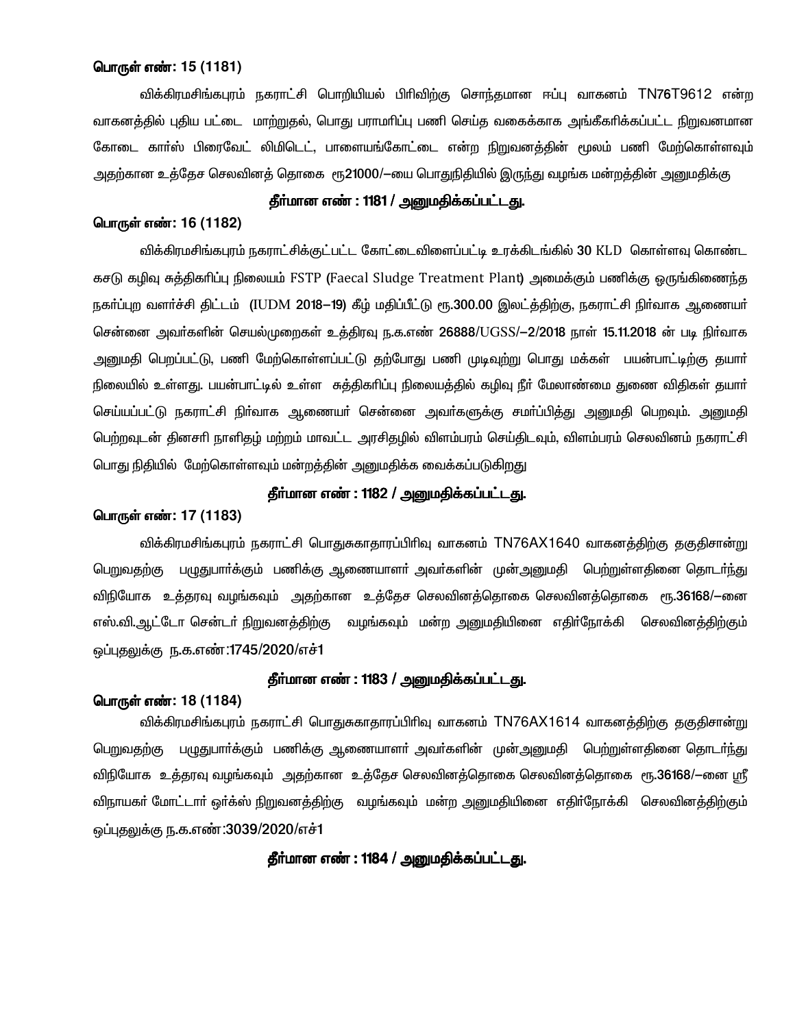**பொருள் எண்: 15 (1181)**

விக்கிரமசிங்கபுரம் நகராட்சி பொறியியல் பிரிவிற்கு சொந்தமான ஈப்பு வாகனம் TN76T9612 என்ற வாகனத்தில் புதிய பட்டை மாற்றுதல், பொது பராமரிப்பு பணி செய்த வகைக்காக அங்கீகரிக்கப்பட்ட நிறுவனமான கோடை கார்ஸ் பிரைவேட் லிமிடெட், பாளையங்கோட்டை என்ற நிறுவனத்தின் மூலம் பணி மேற்கொள்ளவும் அதற்கான உத்தேச செலவினத் தொகை ரூ21000/—யை பொதுநிதியில் இருந்து வழங்க மன்றத்தின் அனுமதிக்கு

**தீர்மான எண் : 1181 / அனுமதிக்கப்பட்டது.**

**பொருள் எண்: 16 (1182)**

விக்கிரமசிங்கபுரம் நகராட்சிக்குட்பட்ட கோட்டைவிளைப்பட்டி உரக்கிடங்கில் 30 KLD கொள்ளவு கொண்ட கசடு கழிவு சுத்திகரிப்பு நிலையம் FSTP (Faecal Sludge Treatment Plant) அமைக்கும் பணிக்கு ஒருங்கிணைந்த நகர்ப்புற வளர்ச்சி திட்டம் (IUDM 2018—19) கீழ் மதிப்பீட்டு ரூ.300.00 இலட்த்திற்கு, நகராட்சி நிர்வாக ஆணையர் சென்னை அவர்களின் செயல்முறைகள் உத்திரவு ந.க.எண் 26888/UGSS/—2/2018 நாள் 15.11.2018 ன் படி நிர்வாக அனுமதி பெறப்பட்டு, பணி மேற்கொள்ளப்பட்டு தற்போது பணி முடிவுற்று பொது மக்கள் பயன்பாட்டிற்கு தயார் நிலையில் உள்ளது. பயன்பாட்டில் உள்ள சுத்திகரிப்பு நிலையத்தில் கழிவு நீர் மேலாண்மை துணை விதிகள் தயார் செய்யப்பட்டு நகராட்சி நிர்வாக ஆணையர் சென்னை அவர்களுக்கு சமர்ப்பித்து அனுமதி பெறவும். அனுமதி பெற்றவுடன் தினசரி நாளிதழ் மற்றும் மாவட்ட அரசிதழில் விளம்பரம் செய்திடவும், விளம்பரம் செலவினம் நகராட்சி பொது நிதியில் மேற்கொள்ளவும் மன்றத்தின் அனுமதிக்க வைக்கப்படுகிறது

**தீர்மான எண் : 1182 / அனுமதிக்கப்பட்டது.**

**பொருள் எண்: 17 (1183)**

விக்கிரமசிங்கபுரம் நகராட்சி பொதுசுகாதாரப்பிரிவு வாகனம் TN76AX1640 வாகனத்திற்கு தகுதிசான்று பெறுவதற்கு பழுதுபார்க்கும் பணிக்கு ஆணையாளர் அவர்களின் முன்அனுமதி பெற்றுள்ளதினை தொடர்ந்து விநியோக உத்தரவு வழங்கவும் அதற்கான உத்தேச செலவினத்தொகை செலவினத்தொகை ரூ.36168/—னை எஸ்.வி.ஆட்டோ சென்டர் நிறுவனத்திற்கு வழங்கவும் மன்ற அனுமதியினை எதிர்நோக்கி செலவினத்திற்கும் ஒப்புதலுக்கு ந.க.எண்:1745/2020/எச்1

**தீர்மான எண் : 1183 / அனுமதிக்கப்பட்டது.**

**பொருள் எண்: 18 (1184)**

விக்கிரமசிங்கபுரம் நகராட்சி பொதுசுகாதாரப்பிரிவு வாகனம் TN76AX1614 வாகனத்திற்கு தகுதிசான்று பெறுவதற்கு பழுதுபார்க்கும் பணிக்கு ஆணையாளர் அவர்களின் முன்அனுமதி பெற்றுள்ளதினை தொடர்ந்து விநியோக உத்தரவு வழங்கவும் அதற்கான உத்தேச செலவினத்தொகை செலவினத்தொகை ரூ.36168/—னை ஸ்ரீ விநாயகர் மோட்டார் ஓர்க்ஸ் நிறுவனத்திற்கு வழங்கவும் மன்ற அனுமதியினை எதிர்நோக்கி செலவினத்திற்கும் ஒப்புதலுக்கு ந.க.எண்:3039/2020/எச்1

**தீர்மான எண் : 1184 / அனுமதிக்கப்பட்டது.**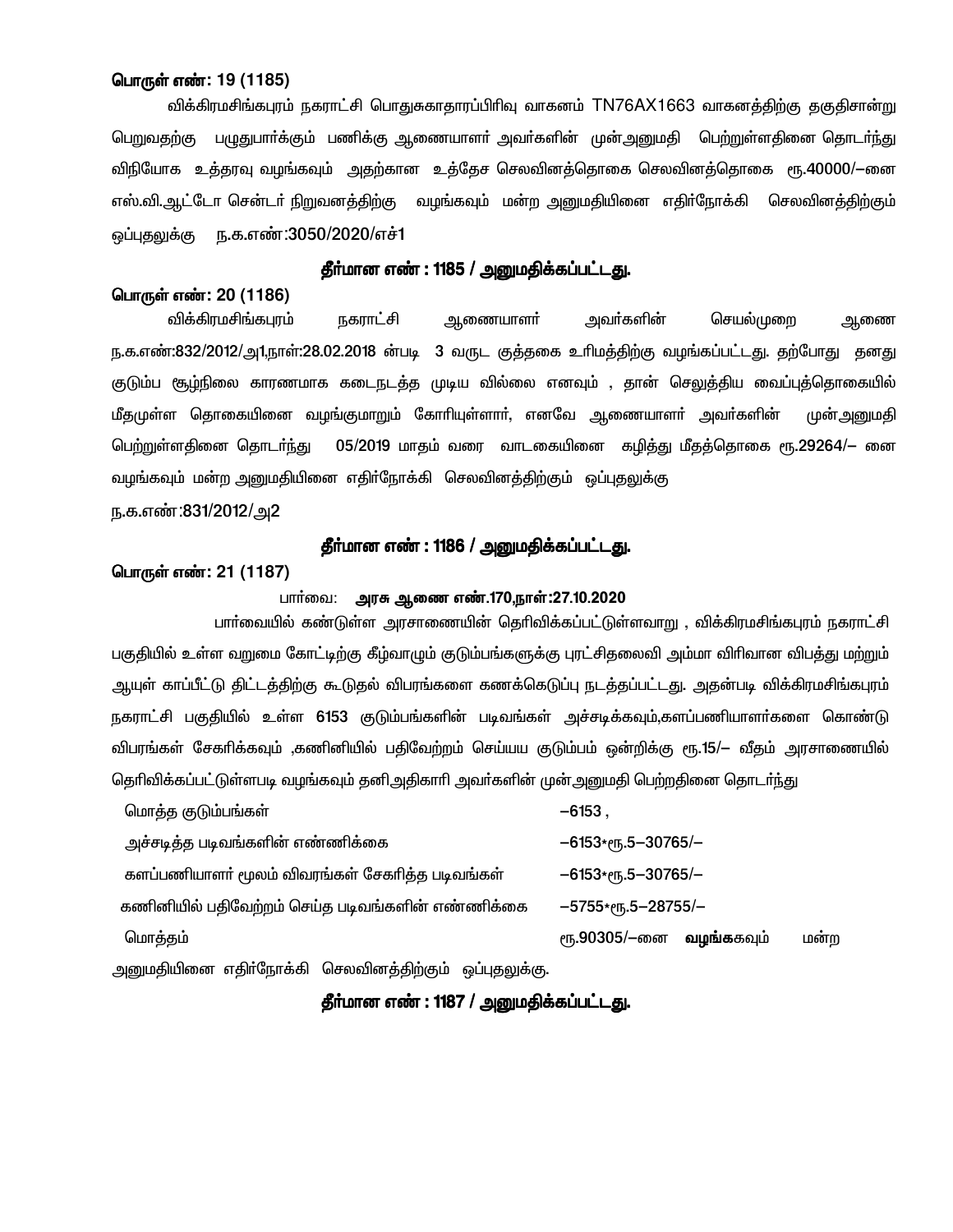**பொருள் எண்: 19 (1185)**

விக்கிரமசிங்கபுரம் நகராட்சி பொதுசுகாதாரப்பிரிவு வாகனம் TN76AX1663 வாகனத்திற்கு தகுதிசான்று பெறுவதற்கு பழுதுபார்க்கும் பணிக்கு ஆணையாளர் அவர்களின் முன்அனுமதி பெற்றுள்ளதினை தொடர்ந்து விநியோக உத்தரவு வழங்கவும் அதற்கான உத்தேச செலவினத்தொகை செலவினத்தொகை ரூ.40000/–னை எஸ்.வி.ஆட்டோ சென்டர் நிறுவனத்திற்கு வழங்கவும் மன்ற அனுமதியினை எதிர்நோக்கி செலவினத்திற்கும் ஒப்புதலுக்கு ந.க.எண்:3050/2020/எச்1

**தீர்மான எண் : 1185 / அனுமதிக்கப்பட்டது.**

**பொருள் எண்: 20 (1186)**

விக்கிரமசிங்கபுரம் நகராட்சி ஆணையாளர் அவர்களின் செயல்முறை ஆணை ந.க.எண்:832/2012/அ1,நாள்:28.02.2018 ன்படி 3 வருட குத்தகை உரிமத்திற்கு வழங்கப்பட்டது. தற்போது தனது குடும்ப சூழ்நிலை காரணமாக கடைநடத்த முடிய வில்லை எனவும் , தான் செலுத்திய வைப்புத்தொகையில் மீதமுள்ள தொகையினை வழங்குமாறும் கோரியுள்ளார், எனவே ஆணையாளர் அவர்களின் முன்அனுமதி பெற்றுள்ளதினை தொடர்ந்து 05/2019 மாதம் வரை வாடகையினை கழித்து மீதத்தொகை ரூ.29264/– னை வழங்கவும் மன்ற அனுமதியினை எதிர்நோக்கி செலவினத்திற்கும் ஒப்புதலுக்கு
ந.க.எண்:831/2012/அ2

**தீர்மான எண் : 1186 / அனுமதிக்கப்பட்டது.**

**பொருள் எண்: 21 (1187)**

பார்வை: **அரசு ஆணை எண்.170,நாள்:27.10.2020**

பார்வையில் கண்டுள்ள அரசாணையின் தெரிவிக்கப்பட்டுள்ளவாறு , விக்கிரமசிங்கபுரம் நகராட்சி பகுதியில் உள்ள வறுமை கோட்டிற்கு கீழ்வாழும் குடும்பங்களுக்கு புரட்சிதலைவி அம்மா விரிவான விபத்து மற்றும் ஆயுள் காப்பீட்டு திட்டத்திற்கு கூடுதல் விபரங்களை கணக்கெடுப்பு நடத்தப்பட்டது. அதன்படி விக்கிரமசிங்கபுரம் நகராட்சி பகுதியில் உள்ள **6153** குடும்பங்களின் படிவங்கள் அச்சடிக்கவும்,களப்பணியாளர்களை கொண்டு விபரங்கள் சேகரிக்கவும் ,கணினியில் பதிவேற்றம் செய்யய குடும்பம் ஒன்றிக்கு ரூ.15/– வீதம் அரசாணையில் தெரிவிக்கப்பட்டுள்ளபடி வழங்கவும் தனிஅதிகாரி அவர்களின் முன்அனுமதி பெற்றதினை தொடர்ந்து

| | |
|---|---|
| மொத்த குடும்பங்கள் | –6153 , |
| அச்சடித்த படிவங்களின் எண்ணிக்கை | –6153*ரூ.5–30765/– |
| களப்பணியாளர் மூலம் விவரங்கள் சேகரித்த படிவங்கள் | –6153*ரூ.5–30765/– |
| கணினியில் பதிவேற்றம் செய்த படிவங்களின் எண்ணிக்கை | –5755*ரூ.5–28755/– |
| மொத்தம் | ரூ.90305/–னை **வழங்க**கவும் மன்ற |

அனுமதியினை எதிர்நோக்கி செலவினத்திற்கும் ஒப்புதலுக்கு.

**தீர்மான எண் : 1187 / அனுமதிக்கப்பட்டது.**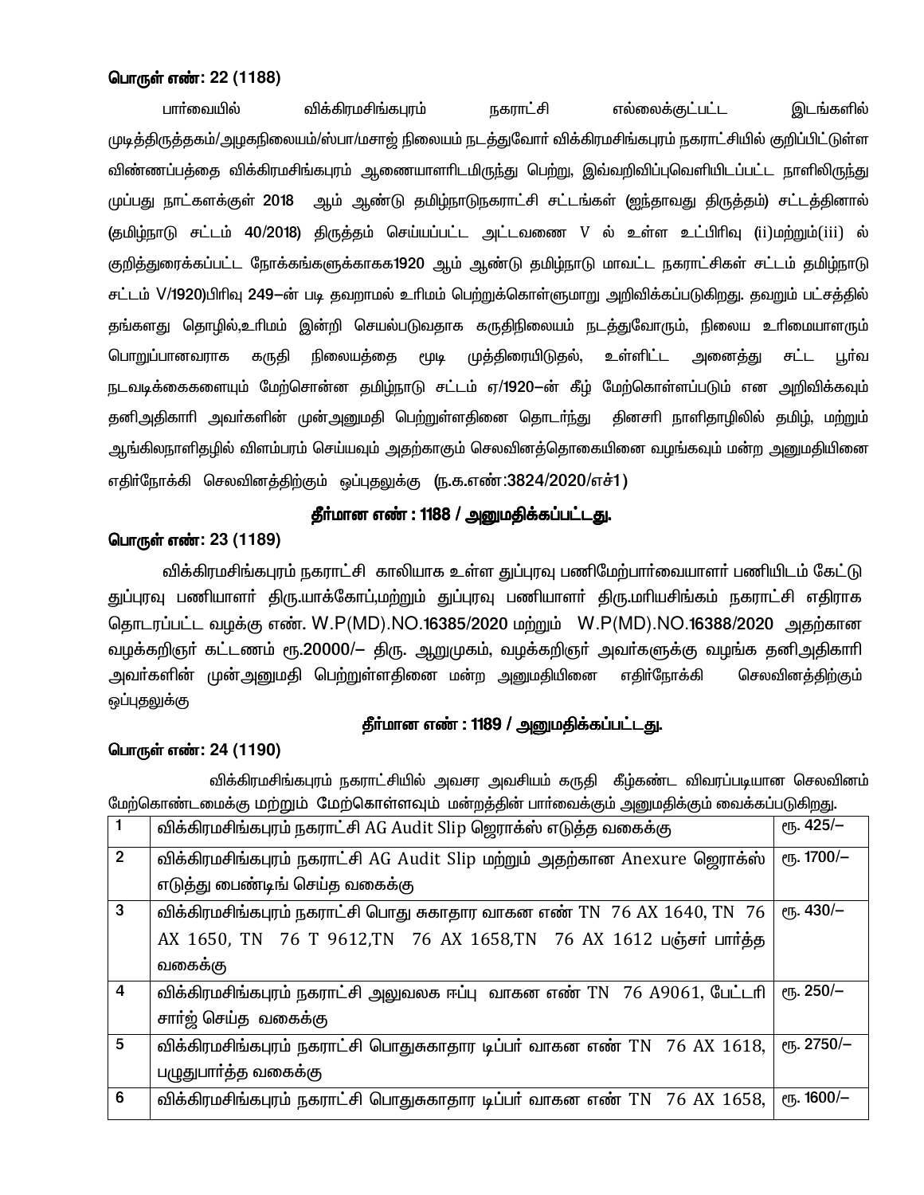**பொருள் எண்: 22 (1188)**

பார்வையில் விக்கிரமசிங்கபுரம் நகராட்சி எல்லைக்குட்பட்ட இடங்களில் முடித்திருத்தகம்/அழகநிலையம்/ஸ்பா/மசாஜ் நிலையம் நடத்துவோர் விக்கிரமசிங்கபுரம் நகராட்சியில் குறிப்பிட்டுள்ள விண்ணப்பத்தை விக்கிரமசிங்கபுரம் ஆணையாளரிடமிருந்து பெற்று, இவ்வறிவிப்புவெளியிடப்பட்ட நாளிலிருந்து முப்பது நாட்களக்குள் 2018 ஆம் ஆண்டு தமிழ்நாடுநகராட்சி சட்டங்கள் (ஐந்தாவது திருத்தம்) சட்டத்தினால் (தமிழ்நாடு சட்டம் 40/2018) திருத்தம் செய்யப்பட்ட அட்டவணை V ல் உள்ள உட்பிரிவு (ii)மற்றும்(iii) ல் குறித்துரைக்கப்பட்ட நோக்கங்களுக்காகக1920 ஆம் ஆண்டு தமிழ்நாடு மாவட்ட நகராட்சிகள் சட்டம் தமிழ்நாடு சட்டம் V/1920)பிரிவு 249–ன் படி தவறாமல் உரிமம் பெற்றுக்கொள்ளுமாறு அறிவிக்கப்படுகிறது. தவறும் பட்சத்தில் தங்களது தொழில்,உரிமம் இன்றி செயல்படுவதாக கருதிநிலையம் நடத்துவோரும், நிலைய உரிமையாளரும் பொறுப்பானவராக கருதி நிலையத்தை மூடி முத்திரையிடுதல், உள்ளிட்ட அனைத்து சட்ட பூர்வ நடவடிக்கைகளையும் மேற்சொன்ன தமிழ்நாடு சட்டம் ஏ/1920–ன் கீழ் மேற்கொள்ளப்படும் என அறிவிக்கவும் தனிஅதிகாரி அவர்களின் முன்அனுமதி பெற்றுள்ளதினை தொடர்ந்து தினசரி நாளிதாழிலில் தமிழ், மற்றும் ஆங்கிலநாளிதழில் விளம்பரம் செய்யவும் அதற்காகும் செலவினத்தொகையினை வழங்கவும் மன்ற அனுமதியினை எதிர்நோக்கி செலவினத்திற்கும் ஒப்புதலுக்கு (ந.க.எண்:3824/2020/எச்1)

**தீர்மான எண் : 1188 / அனுமதிக்கப்பட்டது.**

**பொருள் எண்: 23 (1189)**

விக்கிரமசிங்கபுரம் நகராட்சி காலியாக உள்ள துப்புரவு பணிமேற்பார்வையாளர் பணியிடம் கேட்டு துப்புரவு பணியாளர் திரு.யாக்கோப்,மற்றும் துப்புரவு பணியாளர் திரு.மரியசிங்கம் நகராட்சி எதிராக தொடரப்பட்ட வழக்கு எண். W.P(MD).NO.16385/2020 மற்றும் W.P(MD).NO.16388/2020 அதற்கான வழக்கறிஞர் கட்டணம் ரூ.20000/– திரு. ஆறுமுகம், வழக்கறிஞர் அவர்களுக்கு வழங்க தனிஅதிகாரி அவர்களின் முன்அனுமதி பெற்றுள்ளதினை மன்ற அனுமதியினை எதிர்நோக்கி செலவினத்திற்கும் ஒப்புதலுக்கு

**தீர்மான எண் : 1189 / அனுமதிக்கப்பட்டது.**

**பொருள் எண்: 24 (1190)**

விக்கிரமசிங்கபுரம் நகராட்சியில் அவசர அவசியம் கருதி கீழ்கண்ட விவரப்படியான செலவினம் மேற்கொண்டமைக்கு மற்றும் மேற்கொள்ளவும் மன்றத்தின் பார்வைக்கும் அனுமதிக்கும் வைக்கப்படுகிறது.

| | | |
|---|---|---|
| 1 | விக்கிரமசிங்கபுரம் நகராட்சி AG Audit Slip ஜெராக்ஸ் எடுத்த வகைக்கு | ரூ. 425/– |
| 2 | விக்கிரமசிங்கபுரம் நகராட்சி AG Audit Slip மற்றும் அதற்கான Anexure ஜெராக்ஸ் எடுத்து பைண்டிங் செய்த வகைக்கு | ரூ. 1700/– |
| 3 | விக்கிரமசிங்கபுரம் நகராட்சி பொது சுகாதார வாகன எண் TN 76 AX 1640, TN 76 AX 1650, TN 76 T 9612,TN 76 AX 1658,TN 76 AX 1612 பஞ்சர் பார்த்த வகைக்கு | ரூ. 430/– |
| 4 | விக்கிரமசிங்கபுரம் நகராட்சி அலுவலக ஈப்பு வாகன எண் TN 76 A9061, பேட்டரி சார்ஜ் செய்த வகைக்கு | ரூ. 250/– |
| 5 | விக்கிரமசிங்கபுரம் நகராட்சி பொதுசுகாதார டிப்பர் வாகன எண் TN 76 AX 1618, பழுதுபார்த்த வகைக்கு | ரூ. 2750/– |
| 6 | விக்கிரமசிங்கபுரம் நகராட்சி பொதுசுகாதார டிப்பர் வாகன எண் TN 76 AX 1658, | ரூ. 1600/– |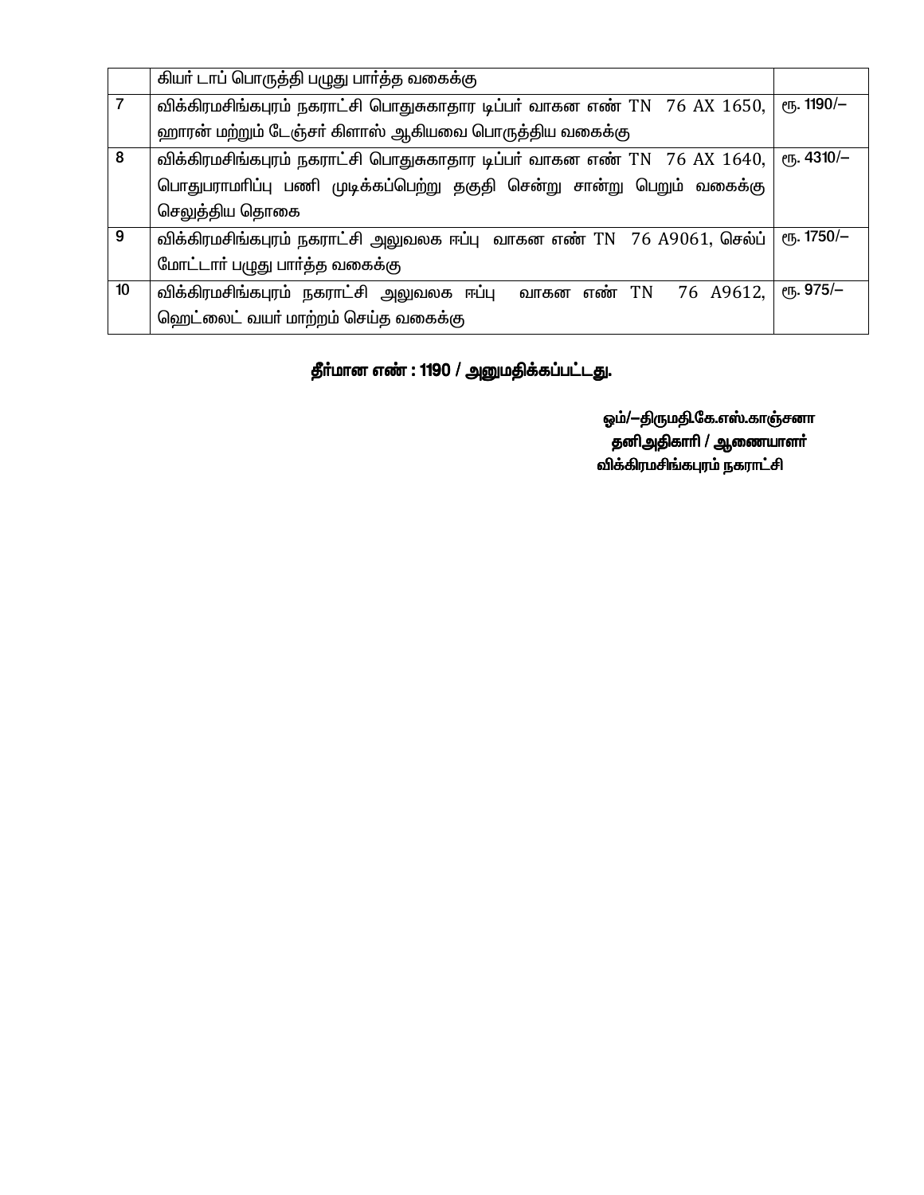| | | |
|---|---|---|
| | கியர் டாப் பொருத்தி பழுது பார்த்த வகைக்கு | |
| 7 | விக்கிரமசிங்கபுரம் நகராட்சி பொதுசுகாதார டிப்பர் வாகன எண் TN 76 AX 1650, ஹாரன் மற்றும் டேஞ்சர் கிளாஸ் ஆகியவை பொருத்திய வகைக்கு | ரூ. 1190/– |
| 8 | விக்கிரமசிங்கபுரம் நகராட்சி பொதுசுகாதார டிப்பர் வாகன எண் TN 76 AX 1640, பொதுபராமரிப்பு பணி முடிக்கப்பெற்று தகுதி சென்று சான்று பெறும் வகைக்கு செலுத்திய தொகை | ரூ. 4310/– |
| 9 | விக்கிரமசிங்கபுரம் நகராட்சி அலுவலக ஈப்பு வாகன எண் TN 76 A9061, செல்ப் மோட்டார் பழுது பார்த்த வகைக்கு | ரூ. 1750/– |
| 10 | விக்கிரமசிங்கபுரம் நகராட்சி அலுவலக ஈப்பு வாகன எண் TN 76 A9612, ஹெட்லைட் வயர் மாற்றம் செய்த வகைக்கு | ரூ. 975/– |

**தீர்மான எண் : 1190 / அனுமதிக்கப்பட்டது.**

**ஓம்/–திருமதி.கே.எஸ்.காஞ்சனா**
**தனிஅதிகாரி / ஆணையாளர்**
**விக்கிரமசிங்கபுரம் நகராட்சி**